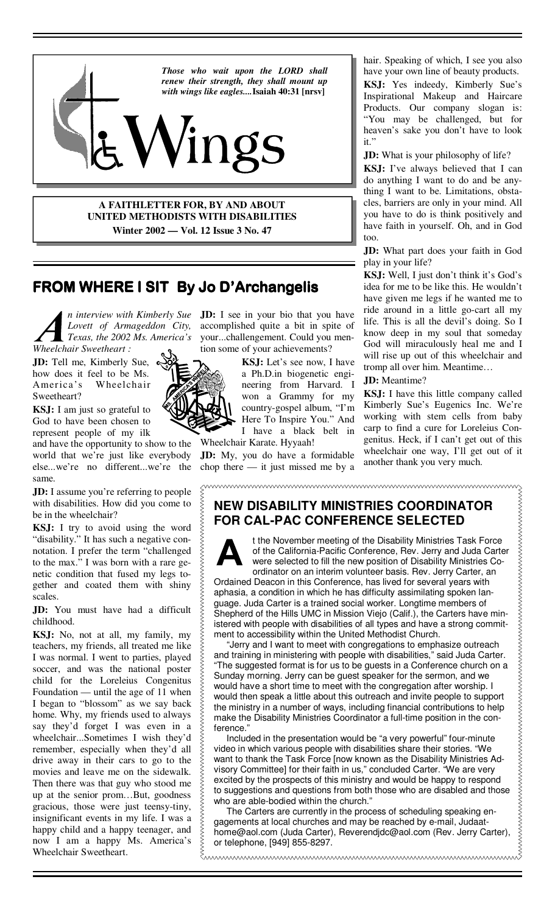*Those who wait upon the LORD shall renew their strength, they shall mount up with wings like eagles....* **Isaiah 40:31 [nrsv]**

# Wings

**A FAITHLETTER FOR, BY AND ABOUT UNITED METHODISTS WITH DISABILITIES**
**Winter 2002 — Vol. 12 Issue 3 No. 47**

## FROM WHERE I SIT By Jo D'Archangelis

*An interview with Kimberly Sue Lovett of Armageddon City, Texas, the 2002 Ms. America's Wheelchair Sweetheart :*

**JD:** Tell me, Kimberly Sue, how does it feel to be Ms. America's Wheelchair Sweetheart?

**KSJ:** I am just so grateful to God to have been chosen to represent people of my ilk and have the opportunity to show to the world that we're just like everybody else...we're no different...we're the same.

**JD:** I assume you're referring to people with disabilities. How did you come to be in the wheelchair?

**KSJ:** I try to avoid using the word "disability." It has such a negative connotation. I prefer the term "challenged to the max." I was born with a rare genetic condition that fused my legs together and coated them with shiny scales.

**JD:** You must have had a difficult childhood.

**KSJ:** No, not at all, my family, my teachers, my friends, all treated me like I was normal. I went to parties, played soccer, and was the national poster child for the Loreleius Congenitus Foundation — until the age of 11 when I began to "blossom" as we say back home. Why, my friends used to always say they'd forget I was even in a wheelchair...Sometimes I wish they'd remember, especially when they'd all drive away in their cars to go to the movies and leave me on the sidewalk. Then there was that guy who stood me up at the senior prom…But, goodness gracious, those were just teensy-tiny, insignificant events in my life. I was a happy child and a happy teenager, and now I am a happy Ms. America's Wheelchair Sweetheart.

**JD:** I see in your bio that you have accomplished quite a bit in spite of your...challengement. Could you mention some of your achievements?

**KSJ:** Let's see now, I have a Ph.D.in biogenetic engineering from Harvard. I won a Grammy for my country-gospel album, "I'm Here To Inspire You." And I have a black belt in Wheelchair Karate. Hyyaah!

**JD:** My, you do have a formidable chop there — it just missed me by a hair. Speaking of which, I see you also have your own line of beauty products.

**KSJ:** Yes indeedy, Kimberly Sue's Inspirational Makeup and Haircare Products. Our company slogan is: "You may be challenged, but for heaven's sake you don't have to look it."

**JD:** What is your philosophy of life?

**KSJ:** I've always believed that I can do anything I want to do and be anything I want to be. Limitations, obstacles, barriers are only in your mind. All you have to do is think positively and have faith in yourself. Oh, and in God too.

**JD:** What part does your faith in God play in your life?

**KSJ:** Well, I just don't think it's God's idea for me to be like this. He wouldn't have given me legs if he wanted me to ride around in a little go-cart all my life. This is all the devil's doing. So I know deep in my soul that someday God will miraculously heal me and I will rise up out of this wheelchair and tromp all over him. Meantime…

**JD:** Meantime?

**KSJ:** I have this little company called Kimberly Sue's Eugenics Inc. We're working with stem cells from baby carp to find a cure for Loreleius Congenitus. Heck, if I can't get out of this wheelchair one way, I'll get out of it another thank you very much.

## NEW DISABILITY MINISTRIES COORDINATOR FOR CAL-PAC CONFERENCE SELECTED

At the November meeting of the Disability Ministries Task Force of the California-Pacific Conference, Rev. Jerry and Juda Carter were selected to fill the new position of Disability Ministries Coordinator on an interim volunteer basis. Rev. Jerry Carter, an Ordained Deacon in this Conference, has lived for several years with aphasia, a condition in which he has difficulty assimilating spoken language. Juda Carter is a trained social worker. Longtime members of Shepherd of the Hills UMC in Mission Viejo (Calif.), the Carters have ministered with people with disabilities of all types and have a strong commitment to accessibility within the United Methodist Church.

"Jerry and I want to meet with congregations to emphasize outreach and training in ministering with people with disabilities," said Juda Carter. "The suggested format is for us to be guests in a Conference church on a Sunday morning. Jerry can be guest speaker for the sermon, and we would have a short time to meet with the congregation after worship. I would then speak a little about this outreach and invite people to support the ministry in a number of ways, including financial contributions to help make the Disability Ministries Coordinator a full-time position in the conference."

Included in the presentation would be "a very powerful" four-minute video in which various people with disabilities share their stories. "We want to thank the Task Force [now known as the Disability Ministries Advisory Committee] for their faith in us," concluded Carter. "We are very excited by the prospects of this ministry and would be happy to respond to suggestions and questions from both those who are disabled and those who are able-bodied within the church."

The Carters are currently in the process of scheduling speaking engagements at local churches and may be reached by e-mail, Judaathome@aol.com (Juda Carter), Reverendjdc@aol.com (Rev. Jerry Carter), or telephone, [949] 855-8297.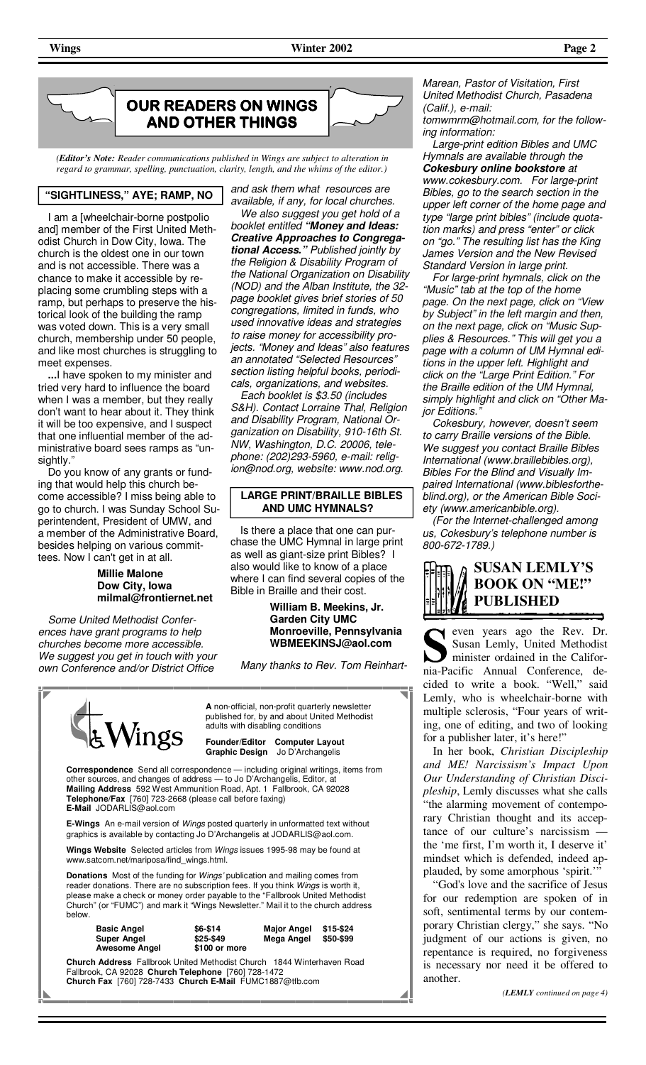# OUR READERS ON WINGS AND OTHER THINGS

*(**Editor's Note:** Reader communications published in Wings are subject to alteration in regard to grammar, spelling, punctuation, clarity, length, and the whims of the editor.)*

## "SIGHTLINESS," AYE; RAMP, NO

I am a [wheelchair-borne postpolio and] member of the First United Methodist Church in Dow City, Iowa. The church is the oldest one in our town and is not accessible. There was a chance to make it accessible by replacing some crumbling steps with a ramp, but perhaps to preserve the historical look of the building the ramp was voted down. This is a very small church, membership under 50 people, and like most churches is struggling to meet expenses.

**...**I have spoken to my minister and tried very hard to influence the board when I was a member, but they really don't want to hear about it. They think it will be too expensive, and I suspect that one influential member of the administrative board sees ramps as "unsightly."

Do you know of any grants or funding that would help this church become accessible? I miss being able to go to church. I was Sunday School Superintendent, President of UMW, and a member of the Administrative Board, besides helping on various committees. Now I can't get in at all.

**Millie Malone**
**Dow City, Iowa**
**milmal@frontiernet.net**

*Some United Methodist Conferences have grant programs to help churches become more accessible. We suggest you get in touch with your own Conference and/or District Office and ask them what resources are available, if any, for local churches.*

*We also suggest you get hold of a booklet entitled **"Money and Ideas: Creative Approaches to Congregational Access."** Published jointly by the Religion & Disability Program of the National Organization on Disability (NOD) and the Alban Institute, the 32-page booklet gives brief stories of 50 congregations, limited in funds, who used innovative ideas and strategies to raise money for accessibility projects. "Money and Ideas" also features an annotated "Selected Resources" section listing helpful books, periodicals, organizations, and websites.*

*Each booklet is $3.50 (includes S&H). Contact Lorraine Thal, Religion and Disability Program, National Organization on Disability, 910-16th St. NW, Washington, D.C. 20006, telephone: (202)293-5960, e-mail: religion@nod.org, website: www.nod.org.*

## LARGE PRINT/BRAILLE BIBLES AND UMC HYMNALS?

Is there a place that one can purchase the UMC Hymnal in large print as well as giant-size print Bibles? I also would like to know of a place where I can find several copies of the Bible in Braille and their cost.

**William B. Meekins, Jr.**
**Garden City UMC**
**Monroeville, Pennsylvania**
**WBMEEKINSJ@aol.com**

*Many thanks to Rev. Tom Reinhart-Marean, Pastor of Visitation, First United Methodist Church, Pasadena (Calif.), e-mail: tomwmrm@hotmail.com, for the following information:*

*Large-print edition Bibles and UMC Hymnals are available through the **Cokesbury online bookstore** at www.cokesbury.com. For large-print Bibles, go to the search section in the upper left corner of the home page and type "large print bibles" (include quotation marks) and press "enter" or click on "go." The resulting list has the King James Version and the New Revised Standard Version in large print.*

*For large-print hymnals, click on the "Music" tab at the top of the home page. On the next page, click on "View by Subject" in the left margin and then, on the next page, click on "Music Supplies & Resources." This will get you a page with a column of UM Hymnal editions in the upper left. Highlight and click on the "Large Print Edition." For the Braille edition of the UM Hymnal, simply highlight and click on "Other Major Editions."*

*Cokesbury, however, doesn't seem to carry Braille versions of the Bible. We suggest you contact Braille Bibles International (www.braillebibles.org), Bibles For the Blind and Visually Impaired International (www.biblesfortheblind.org), or the American Bible Society (www.americanbible.org).*

*(For the Internet-challenged among us, Cokesbury's telephone number is 800-672-1789.)*

## SUSAN LEMLY'S BOOK ON "ME!" PUBLISHED

Seven years ago the Rev. Dr. Susan Lemly, United Methodist minister ordained in the California-Pacific Annual Conference, decided to write a book. "Well," said Lemly, who is wheelchair-borne with multiple sclerosis, "Four years of writing, one of editing, and two of looking for a publisher later, it's here!"

In her book, *Christian Discipleship and ME! Narcissism's Impact Upon Our Understanding of Christian Discipleship*, Lemly discusses what she calls "the alarming movement of contemporary Christian thought and its acceptance of our culture's narcissism — the 'me first, I'm worth it, I deserve it' mindset which is defended, indeed applauded, by some amorphous 'spirit.'"

"God's love and the sacrifice of Jesus for our redemption are spoken of in soft, sentimental terms by our contemporary Christian clergy," she says. "No judgment of our actions is given, no repentance is required, no forgiveness is necessary nor need it be offered to another.

*(**LEMLY** continued on page 4)*

---

**Wings**

**A** non-official, non-profit quarterly newsletter published for, by and about United Methodist adults with disabling conditions

**Founder/Editor Computer Layout Graphic Design** Jo D'Archangelis

**Correspondence** Send all correspondence — including original writings, items from other sources, and changes of address — to Jo D'Archangelis, Editor, at **Mailing Address** 592 West Ammunition Road, Apt. 1 Fallbrook, CA 92028 **Telephone/Fax** [760] 723-2668 (please call before faxing) **E-Mail** JODARLIS@aol.com

**E-Wings** An e-mail version of *Wings* posted quarterly in unformatted text without graphics is available by contacting Jo D'Archangelis at JODARLIS@aol.com.

**Wings Website** Selected articles from *Wings* issues 1995-98 may be found at www.satcom.net/mariposa/find_wings.html.

**Donations** Most of the funding for *Wings'* publication and mailing comes from reader donations. There are no subscription fees. If you think *Wings* is worth it, please make a check or money order payable to the "Fallbrook United Methodist Church" (or "FUMC") and mark it "Wings Newsletter." Mail it to the church address below.

| | | | |
|---|---|---|---|
| **Basic Angel** | $6-$14 | **Major Angel** | $15-$24 |
| **Super Angel** | $25-$49 | **Mega Angel** | $50-$99 |
| **Awesome Angel** | $100 or more | | |

**Church Address** Fallbrook United Methodist Church 1844 Winterhaven Road Fallbrook, CA 92028 **Church Telephone** [760] 728-1472
**Church Fax** [760] 728-7433 **Church E-Mail** FUMC1887@tfb.com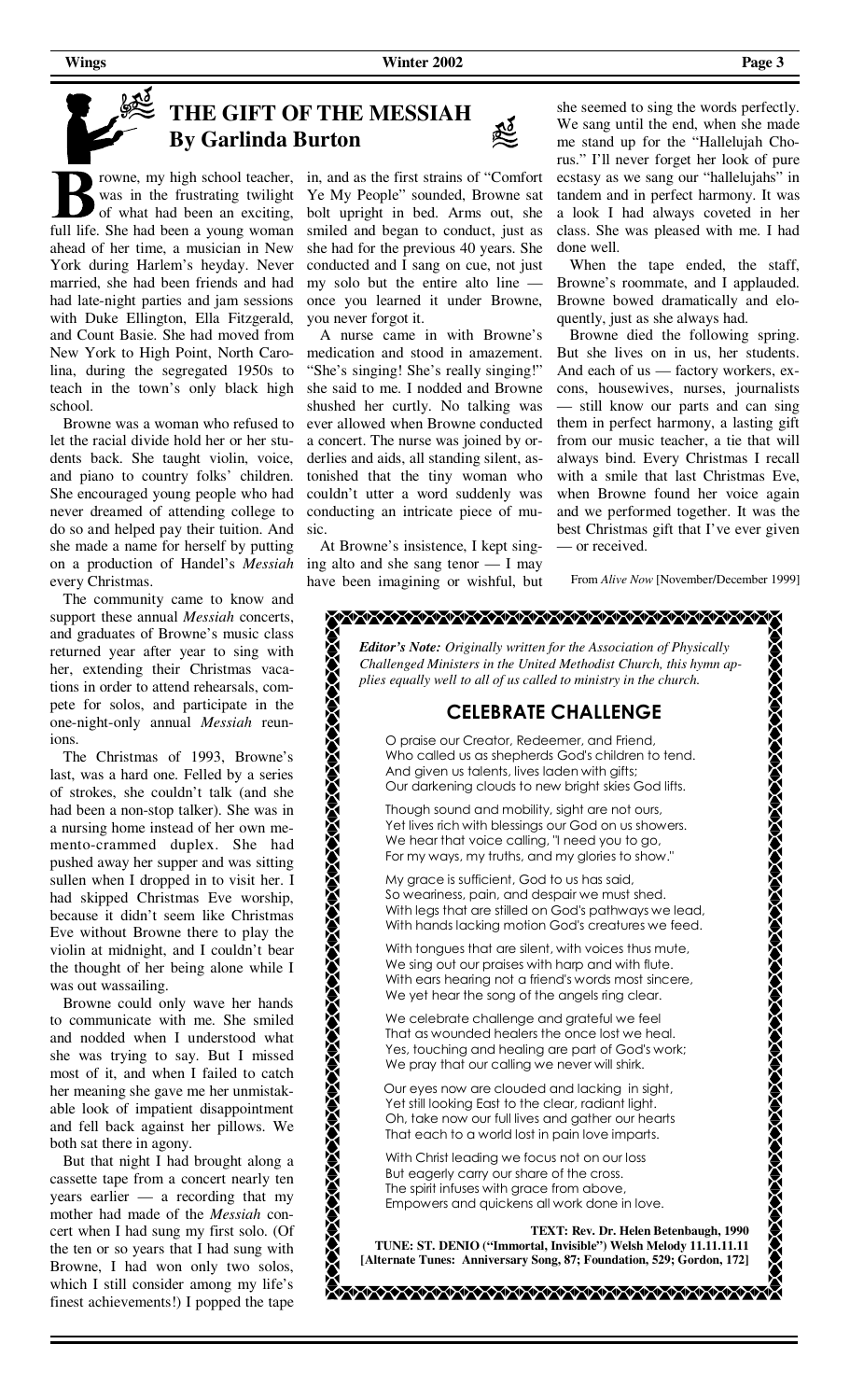# THE GIFT OF THE MESSIAH
## By Garlinda Burton

Browne, my high school teacher, was in the frustrating twilight of what had been an exciting, full life. She had been a young woman ahead of her time, a musician in New York during Harlem's heyday. Never married, she had been friends and had had late-night parties and jam sessions with Duke Ellington, Ella Fitzgerald, and Count Basie. She had moved from New York to High Point, North Carolina, during the segregated 1950s to teach in the town's only black high school.

Browne was a woman who refused to let the racial divide hold her or her students back. She taught violin, voice, and piano to country folks' children. She encouraged young people who had never dreamed of attending college to do so and helped pay their tuition. And she made a name for herself by putting on a production of Handel's *Messiah* every Christmas.

The community came to know and support these annual *Messiah* concerts, and graduates of Browne's music class returned year after year to sing with her, extending their Christmas vacations in order to attend rehearsals, compete for solos, and participate in the one-night-only annual *Messiah* reunions.

The Christmas of 1993, Browne's last, was a hard one. Felled by a series of strokes, she couldn't talk (and she had been a non-stop talker). She was in a nursing home instead of her own memento-crammed duplex. She had pushed away her supper and was sitting sullen when I dropped in to visit her. I had skipped Christmas Eve worship, because it didn't seem like Christmas Eve without Browne there to play the violin at midnight, and I couldn't bear the thought of her being alone while I was out wassailing.

Browne could only wave her hands to communicate with me. She smiled and nodded when I understood what she was trying to say. But I missed most of it, and when I failed to catch her meaning she gave me her unmistakable look of impatient disappointment and fell back against her pillows. We both sat there in agony.

But that night I had brought along a cassette tape from a concert nearly ten years earlier — a recording that my mother had made of the *Messiah* concert when I had sung my first solo. (Of the ten or so years that I had sung with Browne, I had won only two solos, which I still consider among my life's finest achievements!) I popped the tape in, and as the first strains of "Comfort Ye My People" sounded, Browne sat bolt upright in bed. Arms out, she smiled and began to conduct, just as she had for the previous 40 years. She conducted and I sang on cue, not just my solo but the entire alto line — once you learned it under Browne, you never forgot it.

A nurse came in with Browne's medication and stood in amazement. "She's singing! She's really singing!" she said to me. I nodded and Browne shushed her curtly. No talking was ever allowed when Browne conducted a concert. The nurse was joined by orderlies and aids, all standing silent, astonished that the tiny woman who couldn't utter a word suddenly was conducting an intricate piece of music.

At Browne's insistence, I kept singing alto and she sang tenor — I may have been imagining or wishful, but she seemed to sing the words perfectly. We sang until the end, when she made me stand up for the "Hallelujah Chorus." I'll never forget her look of pure ecstasy as we sang our "hallelujahs" in tandem and in perfect harmony. It was a look I had always coveted in her class. She was pleased with me. I had done well.

When the tape ended, the staff, Browne's roommate, and I applauded. Browne bowed dramatically and eloquently, just as she always had.

Browne died the following spring. But she lives on in us, her students. And each of us — factory workers, excons, housewives, nurses, journalists — still know our parts and can sing them in perfect harmony, a lasting gift from our music teacher, a tie that will always bind. Every Christmas I recall with a smile that last Christmas Eve, when Browne found her voice again and we performed together. It was the best Christmas gift that I've ever given — or received.

From *Alive Now* [November/December 1999]

---

***Editor's Note:*** *Originally written for the Association of Physically Challenged Ministers in the United Methodist Church, this hymn applies equally well to all of us called to ministry in the church.*

## CELEBRATE CHALLENGE

O praise our Creator, Redeemer, and Friend,
Who called us as shepherds God's children to tend.
And given us talents, lives laden with gifts;
Our darkening clouds to new bright skies God lifts.

Though sound and mobility, sight are not ours,
Yet lives rich with blessings our God on us showers.
We hear that voice calling, "I need you to go,
For my ways, my truths, and my glories to show."

My grace is sufficient, God to us has said,
So weariness, pain, and despair we must shed.
With legs that are stilled on God's pathways we lead,
With hands lacking motion God's creatures we feed.

With tongues that are silent, with voices thus mute,
We sing out our praises with harp and with flute.
With ears hearing not a friend's words most sincere,
We yet hear the song of the angels ring clear.

We celebrate challenge and grateful we feel
That as wounded healers the once lost we heal.
Yes, touching and healing are part of God's work;
We pray that our calling we never will shirk.

Our eyes now are clouded and lacking in sight,
Yet still looking East to the clear, radiant light.
Oh, take now our full lives and gather our hearts
That each to a world lost in pain love imparts.

With Christ leading we focus not on our loss
But eagerly carry our share of the cross.
The spirit infuses with grace from above,
Empowers and quickens all work done in love.

**TEXT: Rev. Dr. Helen Betenbaugh, 1990**
**TUNE: ST. DENIO ("Immortal, Invisible") Welsh Melody 11.11.11.11**
**[Alternate Tunes: Anniversary Song, 87; Foundation, 529; Gordon, 172]**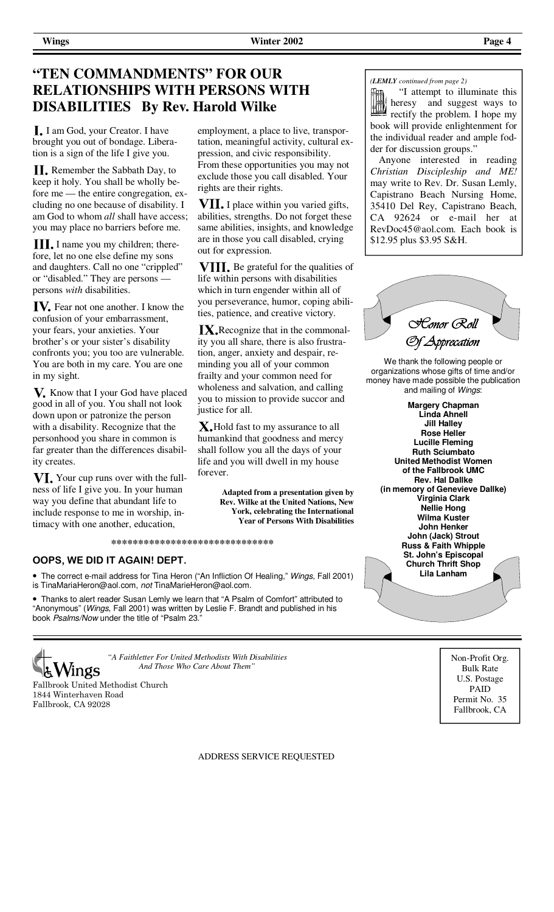## "TEN COMMANDMENTS" FOR OUR RELATIONSHIPS WITH PERSONS WITH DISABILITIES By Rev. Harold Wilke

**I.** I am God, your Creator. I have brought you out of bondage. Liberation is a sign of the life I give you.

**II.** Remember the Sabbath Day, to keep it holy. You shall be wholly before me — the entire congregation, excluding no one because of disability. I am God to whom *all* shall have access; you may place no barriers before me.

**III.** I name you my children; therefore, let no one else define my sons and daughters. Call no one "crippled" or "disabled." They are persons — persons *with* disabilities.

**IV.** Fear not one another. I know the confusion of your embarrassment, your fears, your anxieties. Your brother's or your sister's disability confronts you; you too are vulnerable. You are both in my care. You are one in my sight.

**V.** Know that I your God have placed good in all of you. You shall not look down upon or patronize the person with a disability. Recognize that the personhood you share in common is far greater than the differences disability creates.

**VI.** Your cup runs over with the fullness of life I give you. In your human way you define that abundant life to include response to me in worship, intimacy with one another, education, employment, a place to live, transportation, meaningful activity, cultural expression, and civic responsibility. From these opportunities you may not exclude those you call disabled. Your rights are their rights.

**VII.** I place within you varied gifts, abilities, strengths. Do not forget these same abilities, insights, and knowledge are in those you call disabled, crying out for expression.

**VIII.** Be grateful for the qualities of life within persons with disabilities which in turn engender within all of you perseverance, humor, coping abilities, patience, and creative victory.

**IX.** Recognize that in the commonality you all share, there is also frustration, anger, anxiety and despair, reminding you all of your common frailty and your common need for wholeness and salvation, and calling you to mission to provide succor and justice for all.

**X.** Hold fast to my assurance to all humankind that goodness and mercy shall follow you all the days of your life and you will dwell in my house forever.

**Adapted from a presentation given by Rev. Wilke at the United Nations, New York, celebrating the International Year of Persons With Disabilities**

*****************************

### OOPS, WE DID IT AGAIN! DEPT.

- The correct e-mail address for Tina Heron ("An Infliction Of Healing," *Wings*, Fall 2001) is TinaMariaHeron@aol.com, *not* TinaMarieHeron@aol.com.
- Thanks to alert reader Susan Lemly we learn that "A Psalm of Comfort" attributed to "Anonymous" (*Wings*, Fall 2001) was written by Leslie F. Brandt and published in his book *Psalms/Now* under the title of "Psalm 23."

*(**LEMLY** continued from page 2)*

"I attempt to illuminate this heresy and suggest ways to rectify the problem. I hope my book will provide enlightenment for the individual reader and ample fodder for discussion groups."

Anyone interested in reading *Christian Discipleship and ME!* may write to Rev. Dr. Susan Lemly, Capistrano Beach Nursing Home, 35410 Del Rey, Capistrano Beach, CA 92624 or e-mail her at RevDoc45@aol.com. Each book is $12.95 plus $3.95 S&H.

### *Honor Roll Of Appreciation*

We thank the following people or organizations whose gifts of time and/or money have made possible the publication and mailing of *Wings*:

**Margery Chapman**
**Linda Ahnell**
**Jill Halley**
**Rose Heller**
**Lucille Fleming**
**Ruth Sciumbato**
**United Methodist Women of the Fallbrook UMC**
**Rev. Hal Dallke (in memory of Genevieve Dallke)**
**Virginia Clark**
**Nellie Hong**
**Wilma Kuster**
**John Henker**
**John (Jack) Strout**
**Russ & Faith Whipple**
**St. John's Episcopal Church Thrift Shop**
**Lila Lanham**

Wings

*"A Faithletter For United Methodists With Disabilities And Those Who Care About Them"*

Fallbrook United Methodist Church
1844 Winterhaven Road
Fallbrook, CA 92028

Non-Profit Org.
Bulk Rate
U.S. Postage
PAID
Permit No. 35
Fallbrook, CA

ADDRESS SERVICE REQUESTED